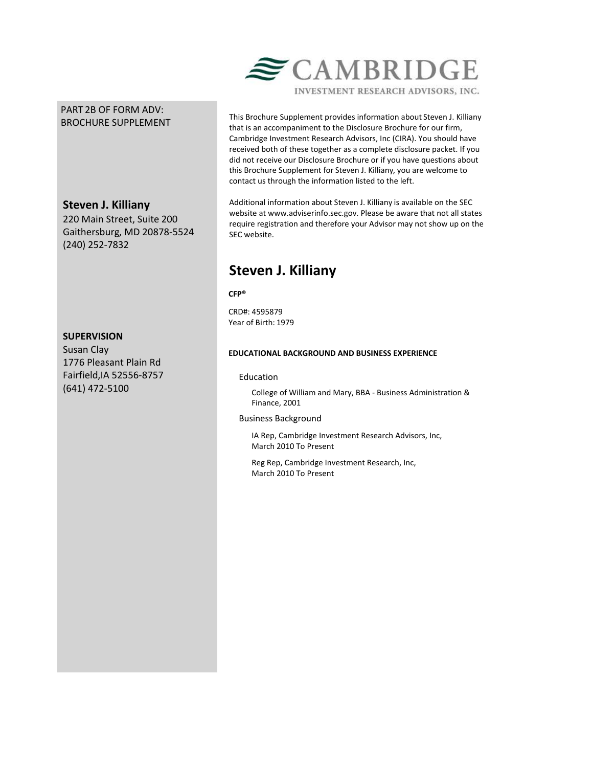CAMBRIDGE

INVESTMENT RESEARCH ADVISORS, INC.

PART 2B OF FORM ADV:
BROCHURE SUPPLEMENT

**Steven J. Killiany**
220 Main Street, Suite 200
Gaithersburg, MD 20878-5524
(240) 252-7832

**SUPERVISION**
Susan Clay
1776 Pleasant Plain Rd
Fairfield,IA 52556-8757
(641) 472-5100

This Brochure Supplement provides information about Steven J. Killiany that is an accompaniment to the Disclosure Brochure for our firm, Cambridge Investment Research Advisors, Inc (CIRA). You should have received both of these together as a complete disclosure packet. If you did not receive our Disclosure Brochure or if you have questions about this Brochure Supplement for Steven J. Killiany, you are welcome to contact us through the information listed to the left.

Additional information about Steven J. Killiany is available on the SEC website at www.adviserinfo.sec.gov. Please be aware that not all states require registration and therefore your Advisor may not show up on the SEC website.

# Steven J. Killiany

**CFP®**

CRD#: 4595879
Year of Birth: 1979

**EDUCATIONAL BACKGROUND AND BUSINESS EXPERIENCE**

Education

College of William and Mary, BBA - Business Administration & Finance, 2001

Business Background

IA Rep, Cambridge Investment Research Advisors, Inc,
March 2010 To Present

Reg Rep, Cambridge Investment Research, Inc,
March 2010 To Present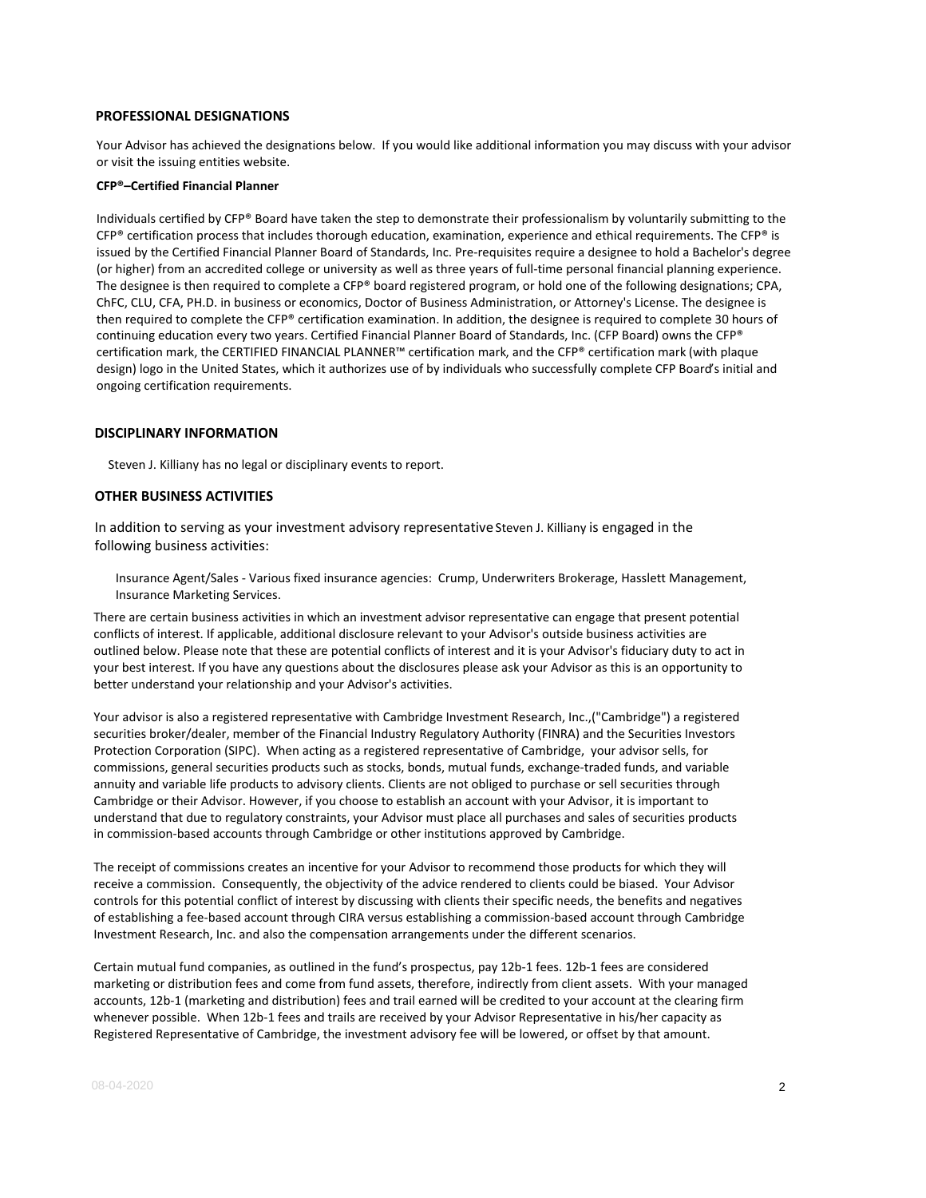## PROFESSIONAL DESIGNATIONS

Your Advisor has achieved the designations below. If you would like additional information you may discuss with your advisor or visit the issuing entities website.

**CFP®–Certified Financial Planner**

Individuals certified by CFP® Board have taken the step to demonstrate their professionalism by voluntarily submitting to the CFP® certification process that includes thorough education, examination, experience and ethical requirements. The CFP® is issued by the Certified Financial Planner Board of Standards, Inc. Pre-requisites require a designee to hold a Bachelor's degree (or higher) from an accredited college or university as well as three years of full-time personal financial planning experience. The designee is then required to complete a CFP® board registered program, or hold one of the following designations; CPA, ChFC, CLU, CFA, PH.D. in business or economics, Doctor of Business Administration, or Attorney's License. The designee is then required to complete the CFP® certification examination. In addition, the designee is required to complete 30 hours of continuing education every two years. Certified Financial Planner Board of Standards, Inc. (CFP Board) owns the CFP® certification mark, the CERTIFIED FINANCIAL PLANNER™ certification mark, and the CFP® certification mark (with plaque design) logo in the United States, which it authorizes use of by individuals who successfully complete CFP Board's initial and ongoing certification requirements.

## DISCIPLINARY INFORMATION

Steven J. Killiany has no legal or disciplinary events to report.

## OTHER BUSINESS ACTIVITIES

In addition to serving as your investment advisory representative Steven J. Killiany is engaged in the following business activities:

Insurance Agent/Sales - Various fixed insurance agencies: Crump, Underwriters Brokerage, Hasslett Management, Insurance Marketing Services.

There are certain business activities in which an investment advisor representative can engage that present potential conflicts of interest. If applicable, additional disclosure relevant to your Advisor's outside business activities are outlined below. Please note that these are potential conflicts of interest and it is your Advisor's fiduciary duty to act in your best interest. If you have any questions about the disclosures please ask your Advisor as this is an opportunity to better understand your relationship and your Advisor's activities.

Your advisor is also a registered representative with Cambridge Investment Research, Inc.,("Cambridge") a registered securities broker/dealer, member of the Financial Industry Regulatory Authority (FINRA) and the Securities Investors Protection Corporation (SIPC). When acting as a registered representative of Cambridge, your advisor sells, for commissions, general securities products such as stocks, bonds, mutual funds, exchange-traded funds, and variable annuity and variable life products to advisory clients. Clients are not obliged to purchase or sell securities through Cambridge or their Advisor. However, if you choose to establish an account with your Advisor, it is important to understand that due to regulatory constraints, your Advisor must place all purchases and sales of securities products in commission-based accounts through Cambridge or other institutions approved by Cambridge.

The receipt of commissions creates an incentive for your Advisor to recommend those products for which they will receive a commission. Consequently, the objectivity of the advice rendered to clients could be biased. Your Advisor controls for this potential conflict of interest by discussing with clients their specific needs, the benefits and negatives of establishing a fee-based account through CIRA versus establishing a commission-based account through Cambridge Investment Research, Inc. and also the compensation arrangements under the different scenarios.

Certain mutual fund companies, as outlined in the fund's prospectus, pay 12b-1 fees. 12b-1 fees are considered marketing or distribution fees and come from fund assets, therefore, indirectly from client assets. With your managed accounts, 12b-1 (marketing and distribution) fees and trail earned will be credited to your account at the clearing firm whenever possible. When 12b-1 fees and trails are received by your Advisor Representative in his/her capacity as Registered Representative of Cambridge, the investment advisory fee will be lowered, or offset by that amount.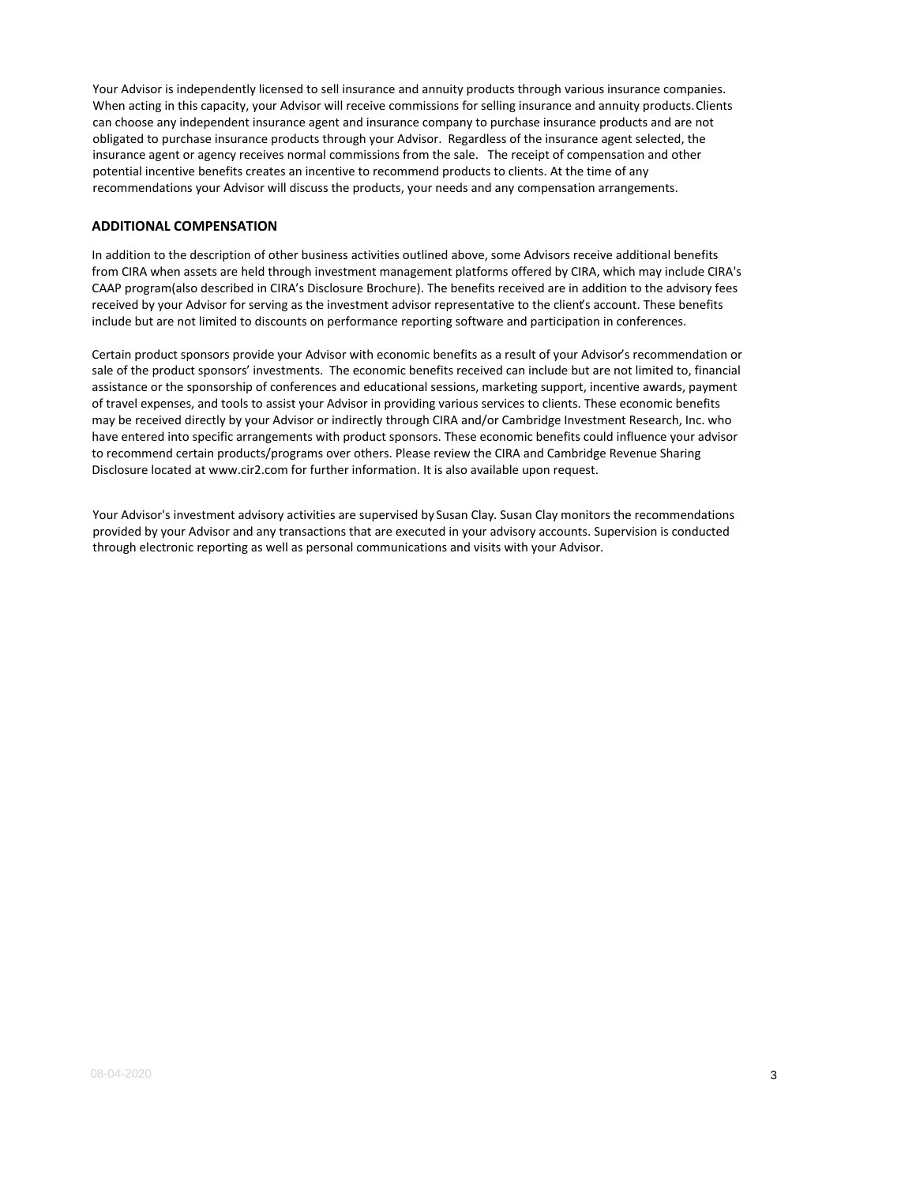Your Advisor is independently licensed to sell insurance and annuity products through various insurance companies. When acting in this capacity, your Advisor will receive commissions for selling insurance and annuity products. Clients can choose any independent insurance agent and insurance company to purchase insurance products and are not obligated to purchase insurance products through your Advisor. Regardless of the insurance agent selected, the insurance agent or agency receives normal commissions from the sale. The receipt of compensation and other potential incentive benefits creates an incentive to recommend products to clients. At the time of any recommendations your Advisor will discuss the products, your needs and any compensation arrangements.

**ADDITIONAL COMPENSATION**

In addition to the description of other business activities outlined above, some Advisors receive additional benefits from CIRA when assets are held through investment management platforms offered by CIRA, which may include CIRA's CAAP program(also described in CIRA's Disclosure Brochure). The benefits received are in addition to the advisory fees received by your Advisor for serving as the investment advisor representative to the client's account. These benefits include but are not limited to discounts on performance reporting software and participation in conferences.

Certain product sponsors provide your Advisor with economic benefits as a result of your Advisor's recommendation or sale of the product sponsors' investments. The economic benefits received can include but are not limited to, financial assistance or the sponsorship of conferences and educational sessions, marketing support, incentive awards, payment of travel expenses, and tools to assist your Advisor in providing various services to clients. These economic benefits may be received directly by your Advisor or indirectly through CIRA and/or Cambridge Investment Research, Inc. who have entered into specific arrangements with product sponsors. These economic benefits could influence your advisor to recommend certain products/programs over others. Please review the CIRA and Cambridge Revenue Sharing Disclosure located at www.cir2.com for further information. It is also available upon request.

Your Advisor's investment advisory activities are supervised by Susan Clay. Susan Clay monitors the recommendations provided by your Advisor and any transactions that are executed in your advisory accounts. Supervision is conducted through electronic reporting as well as personal communications and visits with your Advisor.